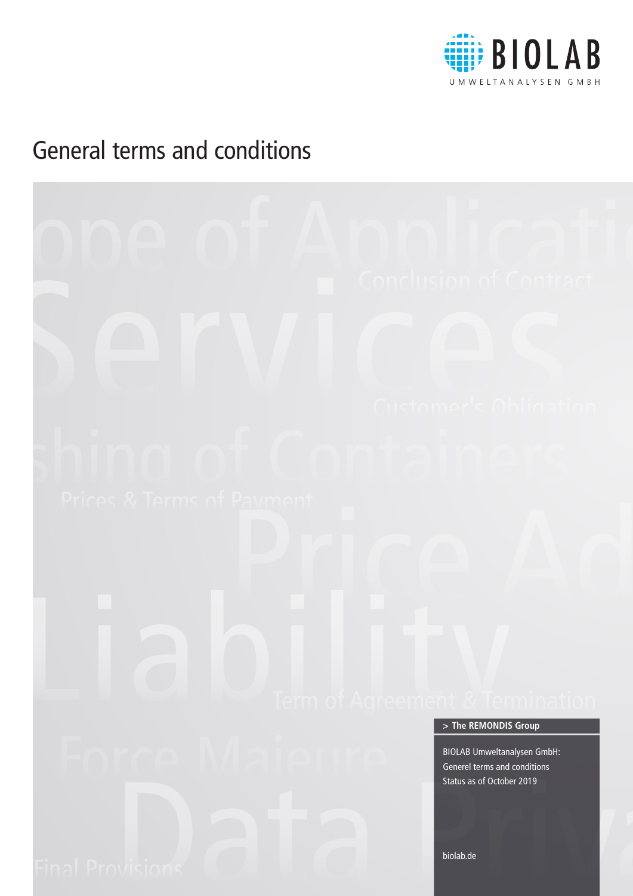BIOLAB

UMWELTANALYSEN GMBH

# General terms and conditions

> The REMONDIS Group

BIOLAB Umweltanalysen GmbH:
Generel terms and conditions
Status as of October 2019

biolab.de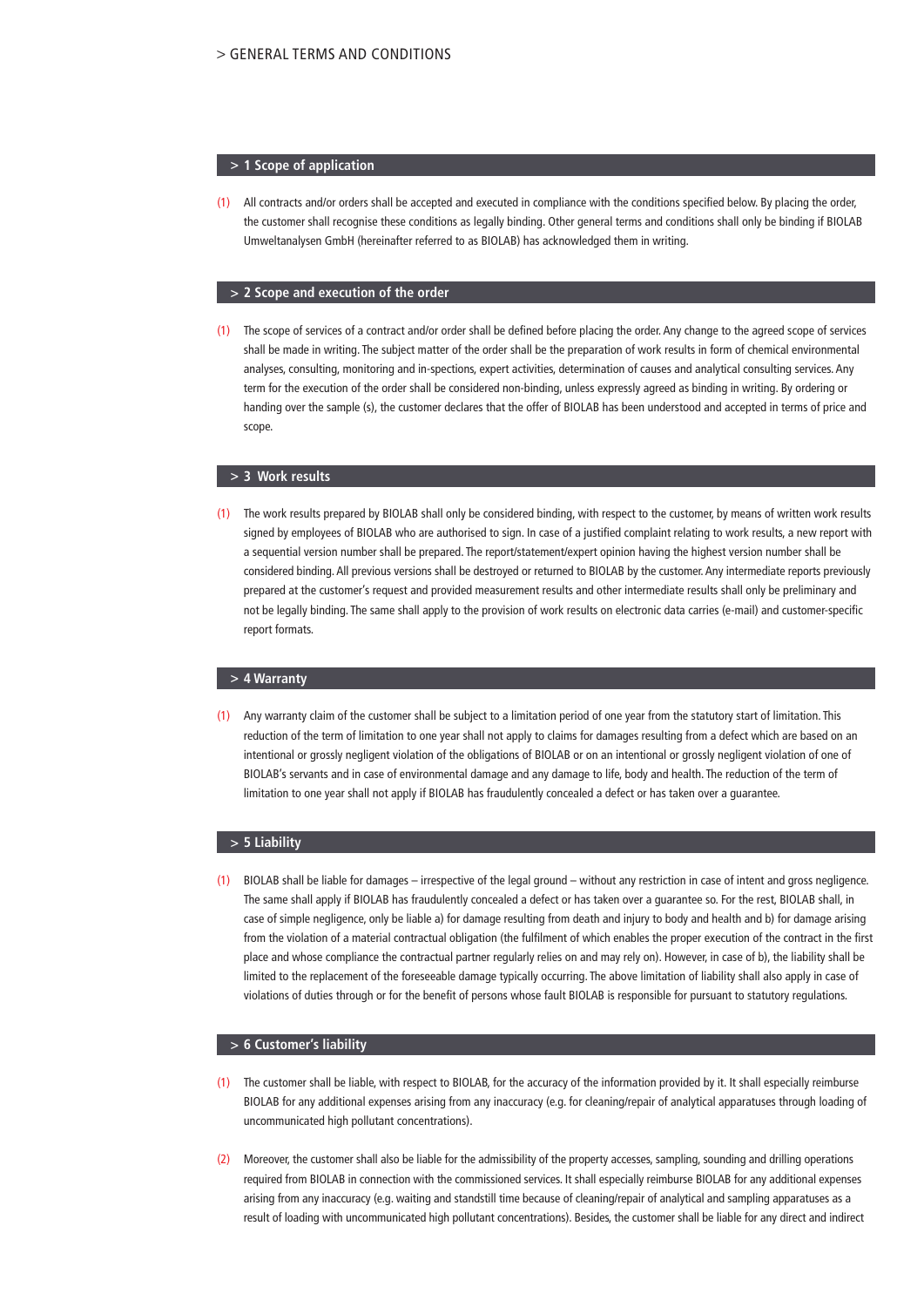> GENERAL TERMS AND CONDITIONS

## > 1 Scope of application

(1) All contracts and/or orders shall be accepted and executed in compliance with the conditions specified below. By placing the order, the customer shall recognise these conditions as legally binding. Other general terms and conditions shall only be binding if BIOLAB Umweltanalysen GmbH (hereinafter referred to as BIOLAB) has acknowledged them in writing.

## > 2 Scope and execution of the order

(1) The scope of services of a contract and/or order shall be defined before placing the order. Any change to the agreed scope of services shall be made in writing. The subject matter of the order shall be the preparation of work results in form of chemical environmental analyses, consulting, monitoring and in-spections, expert activities, determination of causes and analytical consulting services. Any term for the execution of the order shall be considered non-binding, unless expressly agreed as binding in writing. By ordering or handing over the sample (s), the customer declares that the offer of BIOLAB has been understood and accepted in terms of price and scope.

## > 3 Work results

(1) The work results prepared by BIOLAB shall only be considered binding, with respect to the customer, by means of written work results signed by employees of BIOLAB who are authorised to sign. In case of a justified complaint relating to work results, a new report with a sequential version number shall be prepared. The report/statement/expert opinion having the highest version number shall be considered binding. All previous versions shall be destroyed or returned to BIOLAB by the customer. Any intermediate reports previously prepared at the customer's request and provided measurement results and other intermediate results shall only be preliminary and not be legally binding. The same shall apply to the provision of work results on electronic data carries (e-mail) and customer-specific report formats.

## > 4 Warranty

(1) Any warranty claim of the customer shall be subject to a limitation period of one year from the statutory start of limitation. This reduction of the term of limitation to one year shall not apply to claims for damages resulting from a defect which are based on an intentional or grossly negligent violation of the obligations of BIOLAB or on an intentional or grossly negligent violation of one of BIOLAB's servants and in case of environmental damage and any damage to life, body and health. The reduction of the term of limitation to one year shall not apply if BIOLAB has fraudulently concealed a defect or has taken over a guarantee.

## > 5 Liability

(1) BIOLAB shall be liable for damages – irrespective of the legal ground – without any restriction in case of intent and gross negligence. The same shall apply if BIOLAB has fraudulently concealed a defect or has taken over a guarantee so. For the rest, BIOLAB shall, in case of simple negligence, only be liable a) for damage resulting from death and injury to body and health and b) for damage arising from the violation of a material contractual obligation (the fulfilment of which enables the proper execution of the contract in the first place and whose compliance the contractual partner regularly relies on and may rely on). However, in case of b), the liability shall be limited to the replacement of the foreseeable damage typically occurring. The above limitation of liability shall also apply in case of violations of duties through or for the benefit of persons whose fault BIOLAB is responsible for pursuant to statutory regulations.

## > 6 Customer's liability

(1) The customer shall be liable, with respect to BIOLAB, for the accuracy of the information provided by it. It shall especially reimburse BIOLAB for any additional expenses arising from any inaccuracy (e.g. for cleaning/repair of analytical apparatuses through loading of uncommunicated high pollutant concentrations).

(2) Moreover, the customer shall also be liable for the admissibility of the property accesses, sampling, sounding and drilling operations required from BIOLAB in connection with the commissioned services. It shall especially reimburse BIOLAB for any additional expenses arising from any inaccuracy (e.g. waiting and standstill time because of cleaning/repair of analytical and sampling apparatuses as a result of loading with uncommunicated high pollutant concentrations). Besides, the customer shall be liable for any direct and indirect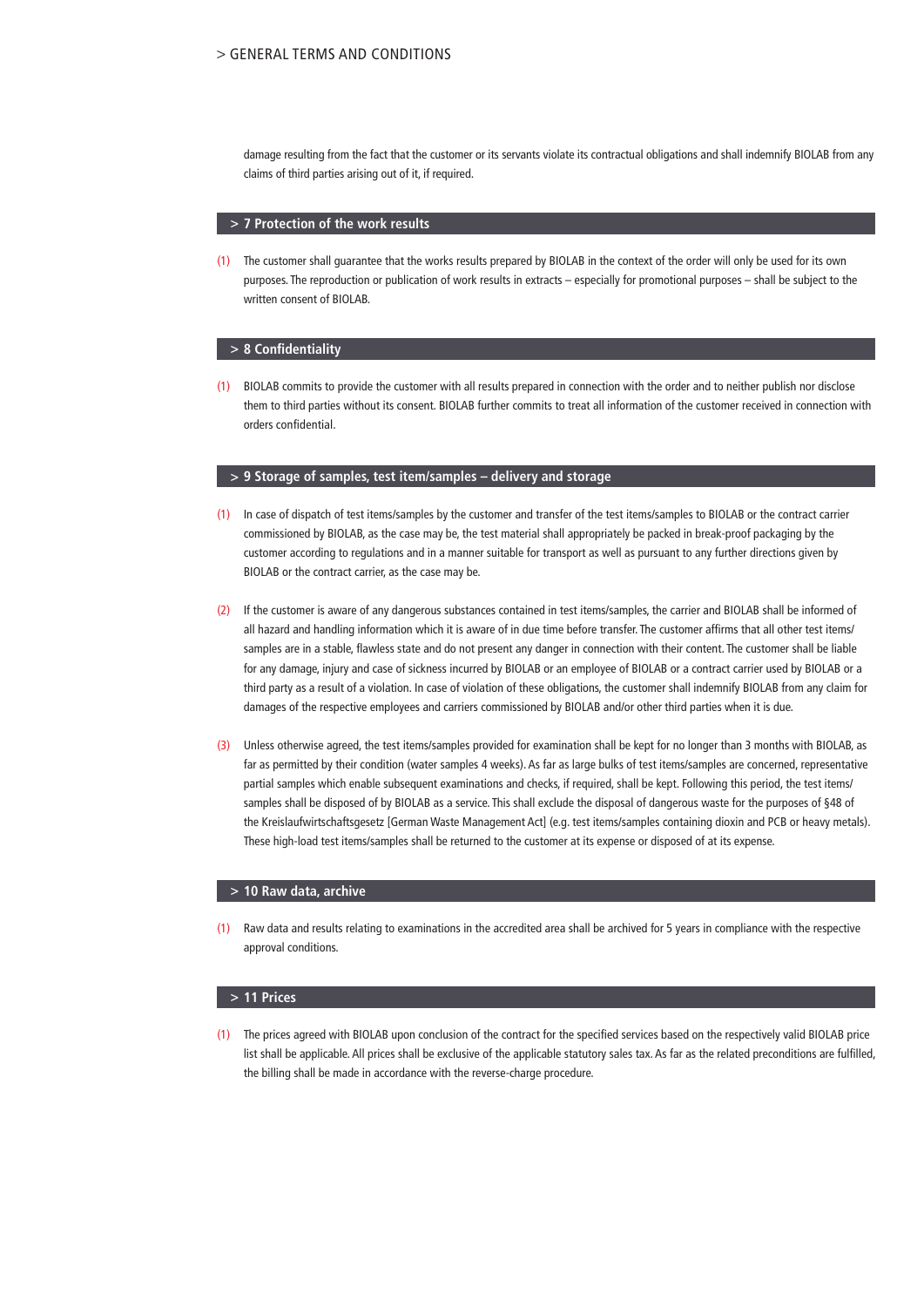damage resulting from the fact that the customer or its servants violate its contractual obligations and shall indemnify BIOLAB from any claims of third parties arising out of it, if required.

## > 7 Protection of the work results

(1) The customer shall guarantee that the works results prepared by BIOLAB in the context of the order will only be used for its own purposes. The reproduction or publication of work results in extracts – especially for promotional purposes – shall be subject to the written consent of BIOLAB.

## > 8 Confidentiality

(1) BIOLAB commits to provide the customer with all results prepared in connection with the order and to neither publish nor disclose them to third parties without its consent. BIOLAB further commits to treat all information of the customer received in connection with orders confidential.

## > 9 Storage of samples, test item/samples – delivery and storage

(1) In case of dispatch of test items/samples by the customer and transfer of the test items/samples to BIOLAB or the contract carrier commissioned by BIOLAB, as the case may be, the test material shall appropriately be packed in break-proof packaging by the customer according to regulations and in a manner suitable for transport as well as pursuant to any further directions given by BIOLAB or the contract carrier, as the case may be.

(2) If the customer is aware of any dangerous substances contained in test items/samples, the carrier and BIOLAB shall be informed of all hazard and handling information which it is aware of in due time before transfer. The customer affirms that all other test items/samples are in a stable, flawless state and do not present any danger in connection with their content. The customer shall be liable for any damage, injury and case of sickness incurred by BIOLAB or an employee of BIOLAB or a contract carrier used by BIOLAB or a third party as a result of a violation. In case of violation of these obligations, the customer shall indemnify BIOLAB from any claim for damages of the respective employees and carriers commissioned by BIOLAB and/or other third parties when it is due.

(3) Unless otherwise agreed, the test items/samples provided for examination shall be kept for no longer than 3 months with BIOLAB, as far as permitted by their condition (water samples 4 weeks). As far as large bulks of test items/samples are concerned, representative partial samples which enable subsequent examinations and checks, if required, shall be kept. Following this period, the test items/samples shall be disposed of by BIOLAB as a service. This shall exclude the disposal of dangerous waste for the purposes of §48 of the Kreislaufwirtschaftsgesetz [German Waste Management Act] (e.g. test items/samples containing dioxin and PCB or heavy metals). These high-load test items/samples shall be returned to the customer at its expense or disposed of at its expense.

## > 10 Raw data, archive

(1) Raw data and results relating to examinations in the accredited area shall be archived for 5 years in compliance with the respective approval conditions.

## > 11 Prices

(1) The prices agreed with BIOLAB upon conclusion of the contract for the specified services based on the respectively valid BIOLAB price list shall be applicable. All prices shall be exclusive of the applicable statutory sales tax. As far as the related preconditions are fulfilled, the billing shall be made in accordance with the reverse-charge procedure.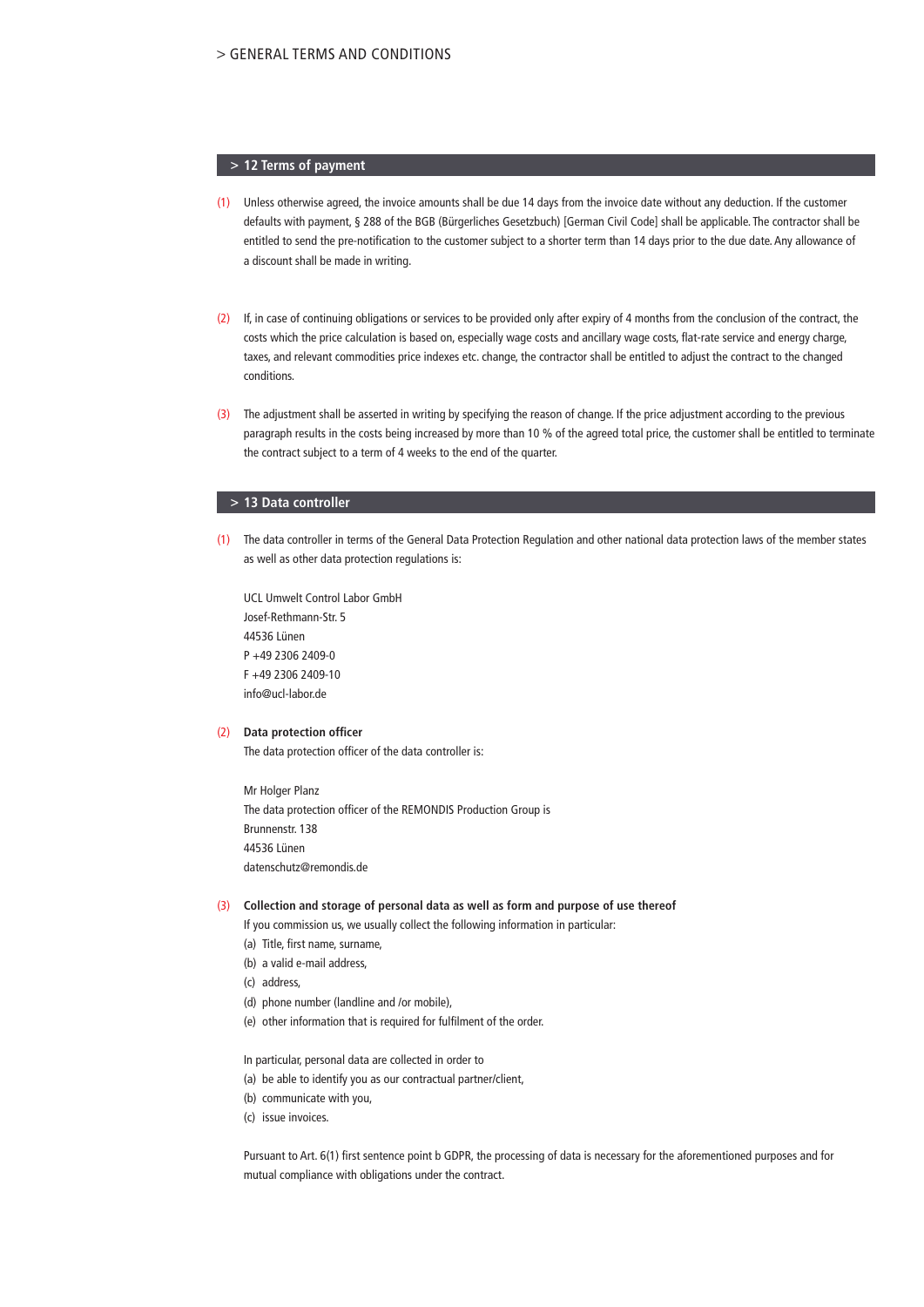## > 12 Terms of payment

(1) Unless otherwise agreed, the invoice amounts shall be due 14 days from the invoice date without any deduction. If the customer defaults with payment, § 288 of the BGB (Bürgerliches Gesetzbuch) [German Civil Code] shall be applicable. The contractor shall be entitled to send the pre-notification to the customer subject to a shorter term than 14 days prior to the due date. Any allowance of a discount shall be made in writing.

(2) If, in case of continuing obligations or services to be provided only after expiry of 4 months from the conclusion of the contract, the costs which the price calculation is based on, especially wage costs and ancillary wage costs, flat-rate service and energy charge, taxes, and relevant commodities price indexes etc. change, the contractor shall be entitled to adjust the contract to the changed conditions.

(3) The adjustment shall be asserted in writing by specifying the reason of change. If the price adjustment according to the previous paragraph results in the costs being increased by more than 10 % of the agreed total price, the customer shall be entitled to terminate the contract subject to a term of 4 weeks to the end of the quarter.

## > 13 Data controller

(1) The data controller in terms of the General Data Protection Regulation and other national data protection laws of the member states as well as other data protection regulations is:

UCL Umwelt Control Labor GmbH
Josef-Rethmann-Str. 5
44536 Lünen
P +49 2306 2409-0
F +49 2306 2409-10
info@ucl-labor.de

(2) **Data protection officer**
The data protection officer of the data controller is:

Mr Holger Planz
The data protection officer of the REMONDIS Production Group is
Brunnenstr. 138
44536 Lünen
datenschutz@remondis.de

(3) **Collection and storage of personal data as well as form and purpose of use thereof**
If you commission us, we usually collect the following information in particular:
(a) Title, first name, surname,
(b) a valid e-mail address,
(c) address,
(d) phone number (landline and /or mobile),
(e) other information that is required for fulfilment of the order.

In particular, personal data are collected in order to
(a) be able to identify you as our contractual partner/client,
(b) communicate with you,
(c) issue invoices.

Pursuant to Art. 6(1) first sentence point b GDPR, the processing of data is necessary for the aforementioned purposes and for mutual compliance with obligations under the contract.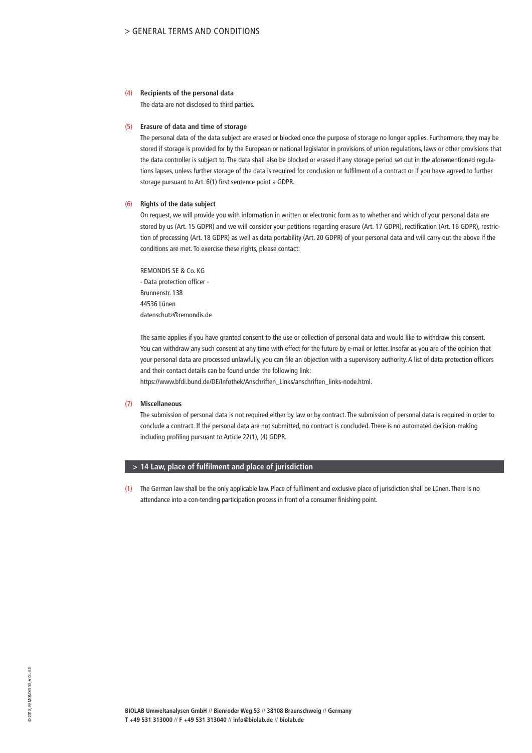(4) **Recipients of the personal data**

The data are not disclosed to third parties.

(5) **Erasure of data and time of storage**

The personal data of the data subject are erased or blocked once the purpose of storage no longer applies. Furthermore, they may be stored if storage is provided for by the European or national legislator in provisions of union regulations, laws or other provisions that the data controller is subject to. The data shall also be blocked or erased if any storage period set out in the aforementioned regulations lapses, unless further storage of the data is required for conclusion or fulfilment of a contract or if you have agreed to further storage pursuant to Art. 6(1) first sentence point a GDPR.

(6) **Rights of the data subject**

On request, we will provide you with information in written or electronic form as to whether and which of your personal data are stored by us (Art. 15 GDPR) and we will consider your petitions regarding erasure (Art. 17 GDPR), rectification (Art. 16 GDPR), restriction of processing (Art. 18 GDPR) as well as data portability (Art. 20 GDPR) of your personal data and will carry out the above if the conditions are met. To exercise these rights, please contact:

REMONDIS SE & Co. KG
- Data protection officer -
Brunnenstr. 138
44536 Lünen
datenschutz@remondis.de

The same applies if you have granted consent to the use or collection of personal data and would like to withdraw this consent. You can withdraw any such consent at any time with effect for the future by e-mail or letter. Insofar as you are of the opinion that your personal data are processed unlawfully, you can file an objection with a supervisory authority. A list of data protection officers and their contact details can be found under the following link:
https://www.bfdi.bund.de/DE/Infothek/Anschriften_Links/anschriften_links-node.html.

(7) **Miscellaneous**

The submission of personal data is not required either by law or by contract. The submission of personal data is required in order to conclude a contract. If the personal data are not submitted, no contract is concluded. There is no automated decision-making including profiling pursuant to Article 22(1), (4) GDPR.

## > 14 Law, place of fulfilment and place of jurisdiction

(1) The German law shall be the only applicable law. Place of fulfilment and exclusive place of jurisdiction shall be Lünen. There is no attendance into a con-tending participation process in front of a consumer finishing point.